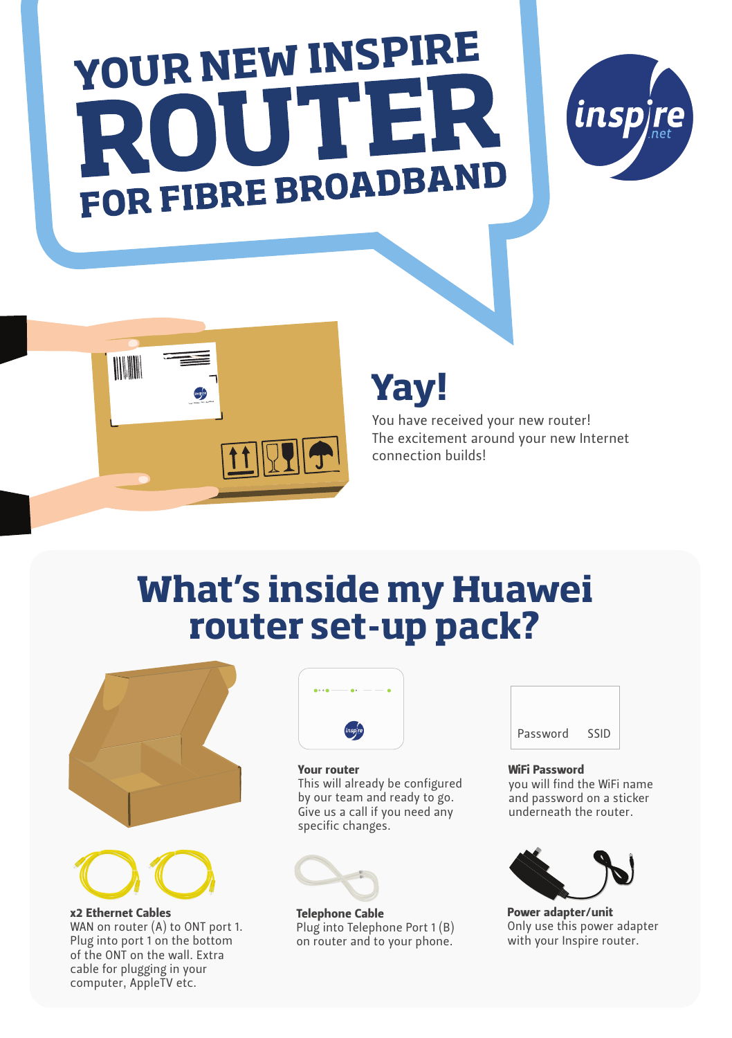# YOUR NEW INSPIRE ROUTER FOR FIBRE BROADBAND

## Yay!

You have received your new router!
The excitement around your new Internet connection builds!

## What's inside my Huawei router set-up pack?

**Your router**
This will already be configured by our team and ready to go. Give us a call if you need any specific changes.

**WiFi Password**
you will find the WiFi name and password on a sticker underneath the router.

**x2 Ethernet Cables**
WAN on router (A) to ONT port 1. Plug into port 1 on the bottom of the ONT on the wall. Extra cable for plugging in your computer, AppleTV etc.

**Telephone Cable**
Plug into Telephone Port 1 (B) on router and to your phone.

**Power adapter/unit**
Only use this power adapter with your Inspire router.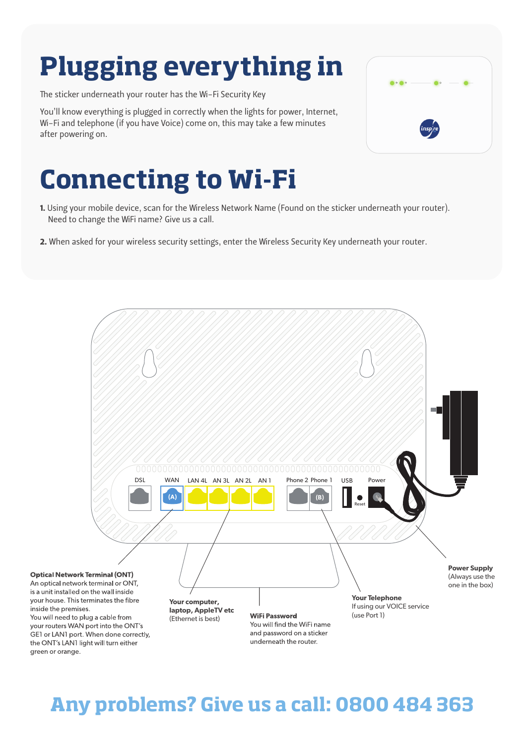# Plugging everything in

The sticker underneath your router has the Wi-Fi Security Key

You'll know everything is plugged in correctly when the lights for power, Internet, Wi-Fi and telephone (if you have Voice) come on, this may take a few minutes after powering on.

# Connecting to Wi-Fi

1. Using your mobile device, scan for the Wireless Network Name (Found on the sticker underneath your router). Need to change the WiFi name? Give us a call.
2. When asked for your wireless security settings, enter the Wireless Security Key underneath your router.

DSL WAN LAN 4L AN 3L AN 2L AN 1 Phone 2 Phone 1 USB Power

(A) (B) Reset

**Optical Network Terminal (ONT)**
An optical network terminal or ONT, is a unit installed on the wall inside your house. This terminates the fibre inside the premises.
You will need to plug a cable from your routers WAN port into the ONT's GE1 or LAN1 port. When done correctly, the ONT's LAN1 light will turn either green or orange.

**Your computer, laptop, AppleTV etc**
(Ethernet is best)

**WiFi Password**
You will find the WiFi name and password on a sticker underneath the router.

**Your Telephone**
If using our VOICE service (use Port 1)

**Power Supply**
(Always use the one in the box)

## Any problems? Give us a call: 0800 484 363